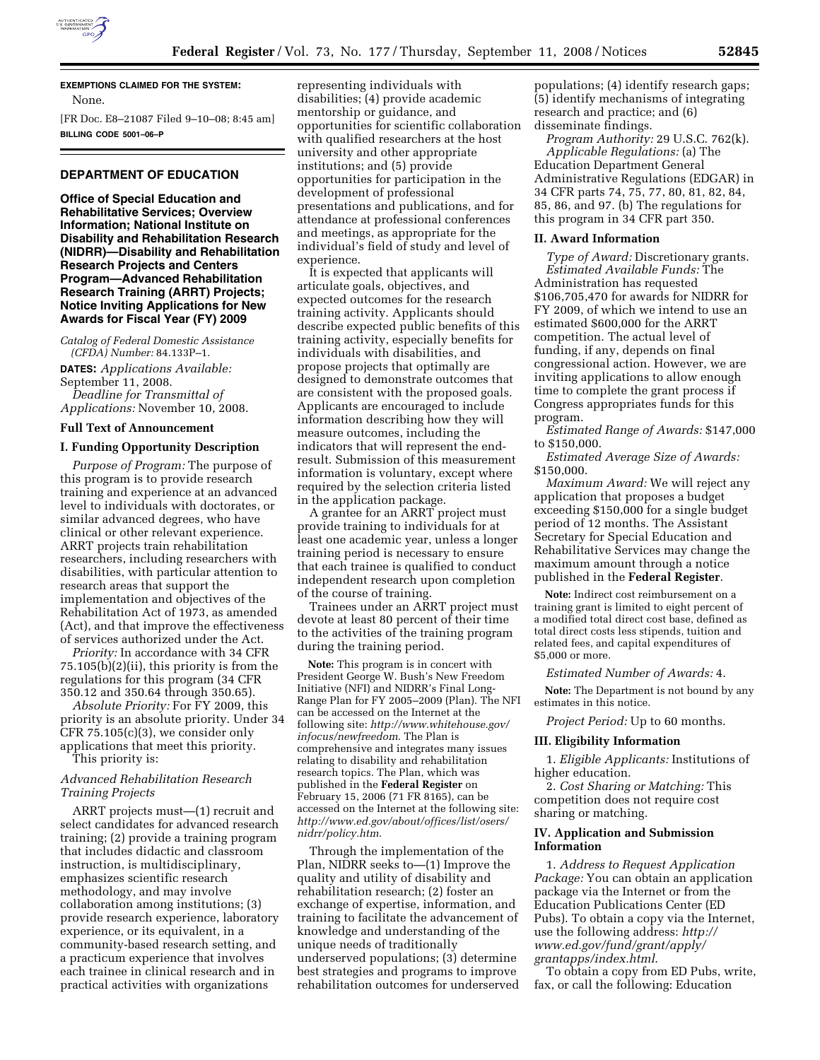**EXEMPTIONS CLAIMED FOR THE SYSTEM:**

None.

[FR Doc. E8–21087 Filed 9–10–08; 8:45 am]

**BILLING CODE 5001–06–P**

## DEPARTMENT OF EDUCATION

### Office of Special Education and Rehabilitative Services; Overview Information; National Institute on Disability and Rehabilitation Research (NIDRR)—Disability and Rehabilitation Research Projects and Centers Program—Advanced Rehabilitation Research Training (ARRT) Projects; Notice Inviting Applications for New Awards for Fiscal Year (FY) 2009

*Catalog of Federal Domestic Assistance (CFDA) Number:* 84.133P–1.

**DATES:** *Applications Available:* September 11, 2008.

*Deadline for Transmittal of Applications:* November 10, 2008.

### Full Text of Announcement

### I. Funding Opportunity Description

*Purpose of Program:* The purpose of this program is to provide research training and experience at an advanced level to individuals with doctorates, or similar advanced degrees, who have clinical or other relevant experience. ARRT projects train rehabilitation researchers, including researchers with disabilities, with particular attention to research areas that support the implementation and objectives of the Rehabilitation Act of 1973, as amended (Act), and that improve the effectiveness of services authorized under the Act.

*Priority:* In accordance with 34 CFR 75.105(b)(2)(ii), this priority is from the regulations for this program (34 CFR 350.12 and 350.64 through 350.65).

*Absolute Priority:* For FY 2009, this priority is an absolute priority. Under 34 CFR 75.105(c)(3), we consider only applications that meet this priority.

This priority is:

*Advanced Rehabilitation Research Training Projects*

ARRT projects must—(1) recruit and select candidates for advanced research training; (2) provide a training program that includes didactic and classroom instruction, is multidisciplinary, emphasizes scientific research methodology, and may involve collaboration among institutions; (3) provide research experience, laboratory experience, or its equivalent, in a community-based research setting, and a practicum experience that involves each trainee in clinical research and in practical activities with organizations representing individuals with disabilities; (4) provide academic mentorship or guidance, and opportunities for scientific collaboration with qualified researchers at the host university and other appropriate institutions; and (5) provide opportunities for participation in the development of professional presentations and publications, and for attendance at professional conferences and meetings, as appropriate for the individual's field of study and level of experience.

It is expected that applicants will articulate goals, objectives, and expected outcomes for the research training activity. Applicants should describe expected public benefits of this training activity, especially benefits for individuals with disabilities, and propose projects that optimally are designed to demonstrate outcomes that are consistent with the proposed goals. Applicants are encouraged to include information describing how they will measure outcomes, including the indicators that will represent the end-result. Submission of this measurement information is voluntary, except where required by the selection criteria listed in the application package.

A grantee for an ARRT project must provide training to individuals for at least one academic year, unless a longer training period is necessary to ensure that each trainee is qualified to conduct independent research upon completion of the course of training.

Trainees under an ARRT project must devote at least 80 percent of their time to the activities of the training program during the training period.

**Note:** This program is in concert with President George W. Bush's New Freedom Initiative (NFI) and NIDRR's Final Long-Range Plan for FY 2005–2009 (Plan). The NFI can be accessed on the Internet at the following site: *http://www.whitehouse.gov/infocus/newfreedom*. The Plan is comprehensive and integrates many issues relating to disability and rehabilitation research topics. The Plan, which was published in the **Federal Register** on February 15, 2006 (71 FR 8165), can be accessed on the Internet at the following site: *http://www.ed.gov/about/offices/list/osers/nidrr/policy.htm*.

Through the implementation of the Plan, NIDRR seeks to—(1) Improve the quality and utility of disability and rehabilitation research; (2) foster an exchange of expertise, information, and training to facilitate the advancement of knowledge and understanding of the unique needs of traditionally underserved populations; (3) determine best strategies and programs to improve rehabilitation outcomes for underserved populations; (4) identify research gaps; (5) identify mechanisms of integrating research and practice; and (6) disseminate findings.

*Program Authority:* 29 U.S.C. 762(k).

*Applicable Regulations:* (a) The Education Department General Administrative Regulations (EDGAR) in 34 CFR parts 74, 75, 77, 80, 81, 82, 84, 85, 86, and 97. (b) The regulations for this program in 34 CFR part 350.

### II. Award Information

*Type of Award:* Discretionary grants.

*Estimated Available Funds:* The Administration has requested $106,705,470 for awards for NIDRR for FY 2009, of which we intend to use an estimated $600,000 for the ARRT competition. The actual level of funding, if any, depends on final congressional action. However, we are inviting applications to allow enough time to complete the grant process if Congress appropriates funds for this program.

*Estimated Range of Awards:* $147,000 to $150,000.

*Estimated Average Size of Awards:* $150,000.

*Maximum Award:* We will reject any application that proposes a budget exceeding $150,000 for a single budget period of 12 months. The Assistant Secretary for Special Education and Rehabilitative Services may change the maximum amount through a notice published in the **Federal Register**.

**Note:** Indirect cost reimbursement on a training grant is limited to eight percent of a modified total direct cost base, defined as total direct costs less stipends, tuition and related fees, and capital expenditures of $5,000 or more.

*Estimated Number of Awards:* 4.

**Note:** The Department is not bound by any estimates in this notice.

*Project Period:* Up to 60 months.

### III. Eligibility Information

1. *Eligible Applicants:* Institutions of higher education.

2. *Cost Sharing or Matching:* This competition does not require cost sharing or matching.

### IV. Application and Submission Information

1. *Address to Request Application Package:* You can obtain an application package via the Internet or from the Education Publications Center (ED Pubs). To obtain a copy via the Internet, use the following address: *http://www.ed.gov/fund/grant/apply/grantapps/index.html*.

To obtain a copy from ED Pubs, write, fax, or call the following: Education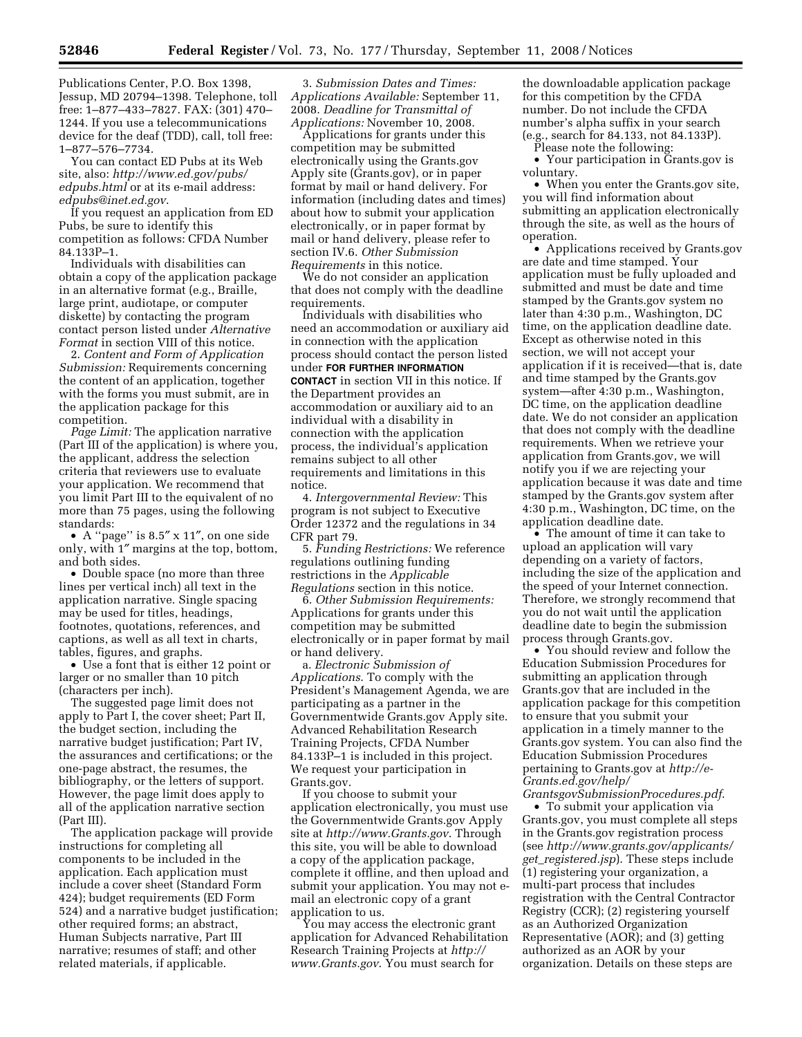Publications Center, P.O. Box 1398, Jessup, MD 20794–1398. Telephone, toll free: 1–877–433–7827. FAX: (301) 470–1244. If you use a telecommunications device for the deaf (TDD), call, toll free: 1–877–576–7734.

You can contact ED Pubs at its Web site, also: *http://www.ed.gov/pubs/edpubs.html* or at its e-mail address: *edpubs@inet.ed.gov.*

If you request an application from ED Pubs, be sure to identify this competition as follows: CFDA Number 84.133P–1.

Individuals with disabilities can obtain a copy of the application package in an alternative format (e.g., Braille, large print, audiotape, or computer diskette) by contacting the program contact person listed under *Alternative Format* in section VIII of this notice.

2. *Content and Form of Application Submission:* Requirements concerning the content of an application, together with the forms you must submit, are in the application package for this competition.

*Page Limit:* The application narrative (Part III of the application) is where you, the applicant, address the selection criteria that reviewers use to evaluate your application. We recommend that you limit Part III to the equivalent of no more than 75 pages, using the following standards:

- A ''page'' is 8.5″ x 11″, on one side only, with 1″ margins at the top, bottom, and both sides.
- Double space (no more than three lines per vertical inch) all text in the application narrative. Single spacing may be used for titles, headings, footnotes, quotations, references, and captions, as well as all text in charts, tables, figures, and graphs.
- Use a font that is either 12 point or larger or no smaller than 10 pitch (characters per inch).

The suggested page limit does not apply to Part I, the cover sheet; Part II, the budget section, including the narrative budget justification; Part IV, the assurances and certifications; or the one-page abstract, the resumes, the bibliography, or the letters of support. However, the page limit does apply to all of the application narrative section (Part III).

The application package will provide instructions for completing all components to be included in the application. Each application must include a cover sheet (Standard Form 424); budget requirements (ED Form 524) and a narrative budget justification; other required forms; an abstract, Human Subjects narrative, Part III narrative; resumes of staff; and other related materials, if applicable.

3. *Submission Dates and Times: Applications Available:* September 11, 2008. *Deadline for Transmittal of Applications:* November 10, 2008.

Applications for grants under this competition may be submitted electronically using the Grants.gov Apply site (Grants.gov), or in paper format by mail or hand delivery. For information (including dates and times) about how to submit your application electronically, or in paper format by mail or hand delivery, please refer to section IV.6. *Other Submission Requirements* in this notice.

We do not consider an application that does not comply with the deadline requirements.

Individuals with disabilities who need an accommodation or auxiliary aid in connection with the application process should contact the person listed under **FOR FURTHER INFORMATION CONTACT** in section VII in this notice. If the Department provides an accommodation or auxiliary aid to an individual with a disability in connection with the application process, the individual's application remains subject to all other requirements and limitations in this notice.

4. *Intergovernmental Review:* This program is not subject to Executive Order 12372 and the regulations in 34 CFR part 79.

5. *Funding Restrictions:* We reference regulations outlining funding restrictions in the *Applicable Regulations* section in this notice.

6. *Other Submission Requirements:* Applications for grants under this competition may be submitted electronically or in paper format by mail or hand delivery.

a. *Electronic Submission of Applications*. To comply with the President's Management Agenda, we are participating as a partner in the Governmentwide Grants.gov Apply site. Advanced Rehabilitation Research Training Projects, CFDA Number 84.133P–1 is included in this project. We request your participation in Grants.gov.

If you choose to submit your application electronically, you must use the Governmentwide Grants.gov Apply site at *http://www.Grants.gov*. Through this site, you will be able to download a copy of the application package, complete it offline, and then upload and submit your application. You may not e-mail an electronic copy of a grant application to us.

You may access the electronic grant application for Advanced Rehabilitation Research Training Projects at *http://www.Grants.gov*. You must search for the downloadable application package for this competition by the CFDA number. Do not include the CFDA number's alpha suffix in your search (e.g., search for 84.133, not 84.133P).

Please note the following:

- Your participation in Grants.gov is voluntary.
- When you enter the Grants.gov site, you will find information about submitting an application electronically through the site, as well as the hours of operation.
- Applications received by Grants.gov are date and time stamped. Your application must be fully uploaded and submitted and must be date and time stamped by the Grants.gov system no later than 4:30 p.m., Washington, DC time, on the application deadline date. Except as otherwise noted in this section, we will not accept your application if it is received—that is, date and time stamped by the Grants.gov system—after 4:30 p.m., Washington, DC time, on the application deadline date. We do not consider an application that does not comply with the deadline requirements. When we retrieve your application from Grants.gov, we will notify you if we are rejecting your application because it was date and time stamped by the Grants.gov system after 4:30 p.m., Washington, DC time, on the application deadline date.
- The amount of time it can take to upload an application will vary depending on a variety of factors, including the size of the application and the speed of your Internet connection. Therefore, we strongly recommend that you do not wait until the application deadline date to begin the submission process through Grants.gov.
- You should review and follow the Education Submission Procedures for submitting an application through Grants.gov that are included in the application package for this competition to ensure that you submit your application in a timely manner to the Grants.gov system. You can also find the Education Submission Procedures pertaining to Grants.gov at *http://e-Grants.ed.gov/help/GrantsgovSubmissionProcedures.pdf*.
- To submit your application via Grants.gov, you must complete all steps in the Grants.gov registration process (see *http://www.grants.gov/applicants/get_registered.jsp*). These steps include (1) registering your organization, a multi-part process that includes registration with the Central Contractor Registry (CCR); (2) registering yourself as an Authorized Organization Representative (AOR); and (3) getting authorized as an AOR by your organization. Details on these steps are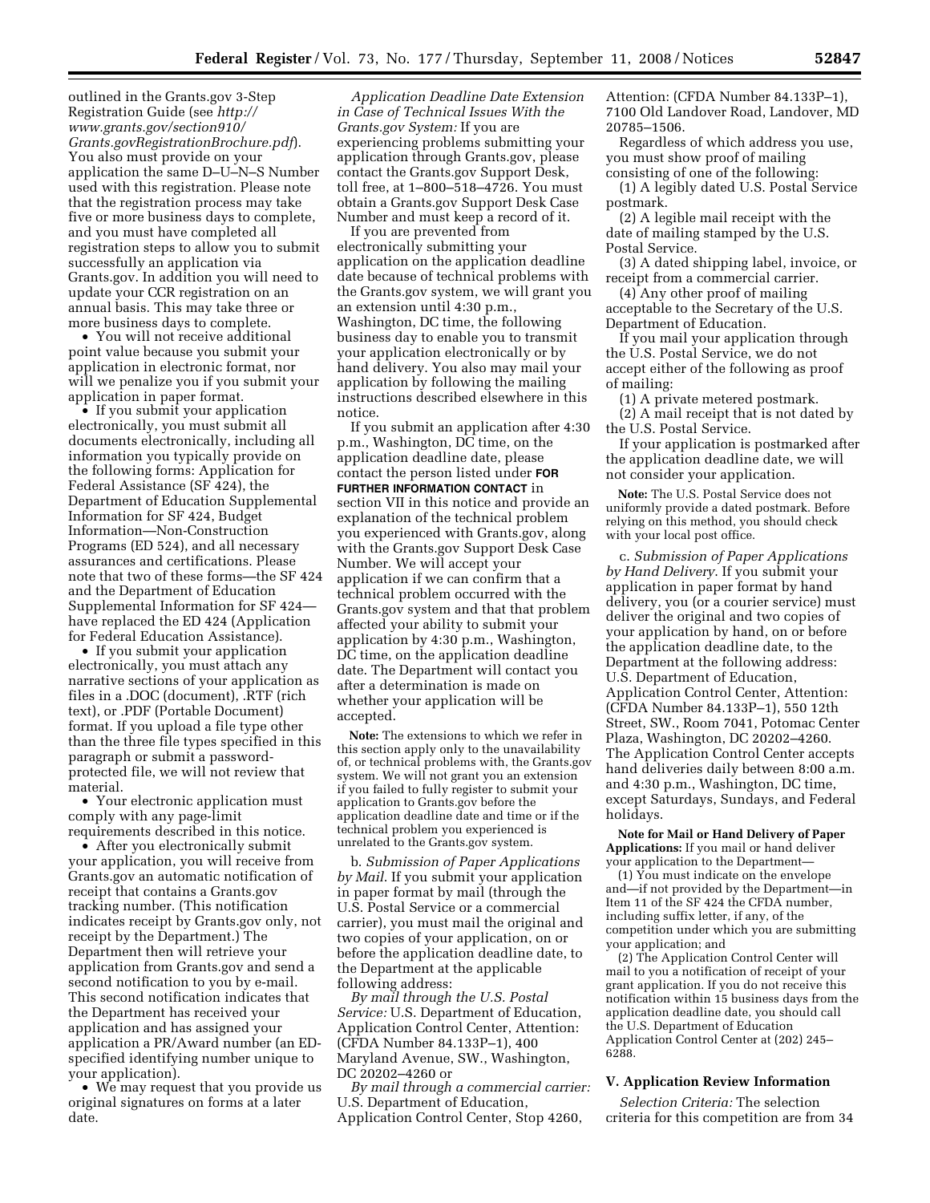outlined in the Grants.gov 3-Step Registration Guide (see *http://www.grants.gov/section910/Grants.govRegistrationBrochure.pdf*). You also must provide on your application the same D–U–N–S Number used with this registration. Please note that the registration process may take five or more business days to complete, and you must have completed all registration steps to allow you to submit successfully an application via Grants.gov. In addition you will need to update your CCR registration on an annual basis. This may take three or more business days to complete.

- You will not receive additional point value because you submit your application in electronic format, nor will we penalize you if you submit your application in paper format.
- If you submit your application electronically, you must submit all documents electronically, including all information you typically provide on the following forms: Application for Federal Assistance (SF 424), the Department of Education Supplemental Information for SF 424, Budget Information—Non-Construction Programs (ED 524), and all necessary assurances and certifications. Please note that two of these forms—the SF 424 and the Department of Education Supplemental Information for SF 424—have replaced the ED 424 (Application for Federal Education Assistance).
- If you submit your application electronically, you must attach any narrative sections of your application as files in a .DOC (document), .RTF (rich text), or .PDF (Portable Document) format. If you upload a file type other than the three file types specified in this paragraph or submit a password-protected file, we will not review that material.
- Your electronic application must comply with any page-limit requirements described in this notice.
- After you electronically submit your application, you will receive from Grants.gov an automatic notification of receipt that contains a Grants.gov tracking number. (This notification indicates receipt by Grants.gov only, not receipt by the Department.) The Department then will retrieve your application from Grants.gov and send a second notification to you by e-mail. This second notification indicates that the Department has received your application and has assigned your application a PR/Award number (an ED-specified identifying number unique to your application).
- We may request that you provide us original signatures on forms at a later date.

*Application Deadline Date Extension in Case of Technical Issues With the Grants.gov System:* If you are experiencing problems submitting your application through Grants.gov, please contact the Grants.gov Support Desk, toll free, at 1–800–518–4726. You must obtain a Grants.gov Support Desk Case Number and must keep a record of it.

If you are prevented from electronically submitting your application on the application deadline date because of technical problems with the Grants.gov system, we will grant you an extension until 4:30 p.m., Washington, DC time, the following business day to enable you to transmit your application electronically or by hand delivery. You also may mail your application by following the mailing instructions described elsewhere in this notice.

If you submit an application after 4:30 p.m., Washington, DC time, on the application deadline date, please contact the person listed under **FOR FURTHER INFORMATION CONTACT** in section VII in this notice and provide an explanation of the technical problem you experienced with Grants.gov, along with the Grants.gov Support Desk Case Number. We will accept your application if we can confirm that a technical problem occurred with the Grants.gov system and that that problem affected your ability to submit your application by 4:30 p.m., Washington, DC time, on the application deadline date. The Department will contact you after a determination is made on whether your application will be accepted.

**Note:** The extensions to which we refer in this section apply only to the unavailability of, or technical problems with, the Grants.gov system. We will not grant you an extension if you failed to fully register to submit your application to Grants.gov before the application deadline date and time or if the technical problem you experienced is unrelated to the Grants.gov system.

b. *Submission of Paper Applications by Mail.* If you submit your application in paper format by mail (through the U.S. Postal Service or a commercial carrier), you must mail the original and two copies of your application, on or before the application deadline date, to the Department at the applicable following address:

*By mail through the U.S. Postal Service:* U.S. Department of Education, Application Control Center, Attention: (CFDA Number 84.133P–1), 400 Maryland Avenue, SW., Washington, DC 20202–4260 or

*By mail through a commercial carrier:* U.S. Department of Education, Application Control Center, Stop 4260, Attention: (CFDA Number 84.133P–1), 7100 Old Landover Road, Landover, MD 20785–1506.

Regardless of which address you use, you must show proof of mailing consisting of one of the following:

(1) A legibly dated U.S. Postal Service postmark.

(2) A legible mail receipt with the date of mailing stamped by the U.S. Postal Service.

(3) A dated shipping label, invoice, or receipt from a commercial carrier.

(4) Any other proof of mailing acceptable to the Secretary of the U.S. Department of Education.

If you mail your application through the U.S. Postal Service, we do not accept either of the following as proof of mailing:

(1) A private metered postmark.

(2) A mail receipt that is not dated by the U.S. Postal Service.

If your application is postmarked after the application deadline date, we will not consider your application.

**Note:** The U.S. Postal Service does not uniformly provide a dated postmark. Before relying on this method, you should check with your local post office.

c. *Submission of Paper Applications by Hand Delivery.* If you submit your application in paper format by hand delivery, you (or a courier service) must deliver the original and two copies of your application by hand, on or before the application deadline date, to the Department at the following address: U.S. Department of Education, Application Control Center, Attention: (CFDA Number 84.133P–1), 550 12th Street, SW., Room 7041, Potomac Center Plaza, Washington, DC 20202–4260. The Application Control Center accepts hand deliveries daily between 8:00 a.m. and 4:30 p.m., Washington, DC time, except Saturdays, Sundays, and Federal holidays.

**Note for Mail or Hand Delivery of Paper Applications:** If you mail or hand deliver your application to the Department—

(1) You must indicate on the envelope and—if not provided by the Department—in Item 11 of the SF 424 the CFDA number, including suffix letter, if any, of the competition under which you are submitting your application; and

(2) The Application Control Center will mail to you a notification of receipt of your grant application. If you do not receive this notification within 15 business days from the application deadline date, you should call the U.S. Department of Education Application Control Center at (202) 245–6288.

### V. Application Review Information

*Selection Criteria:* The selection criteria for this competition are from 34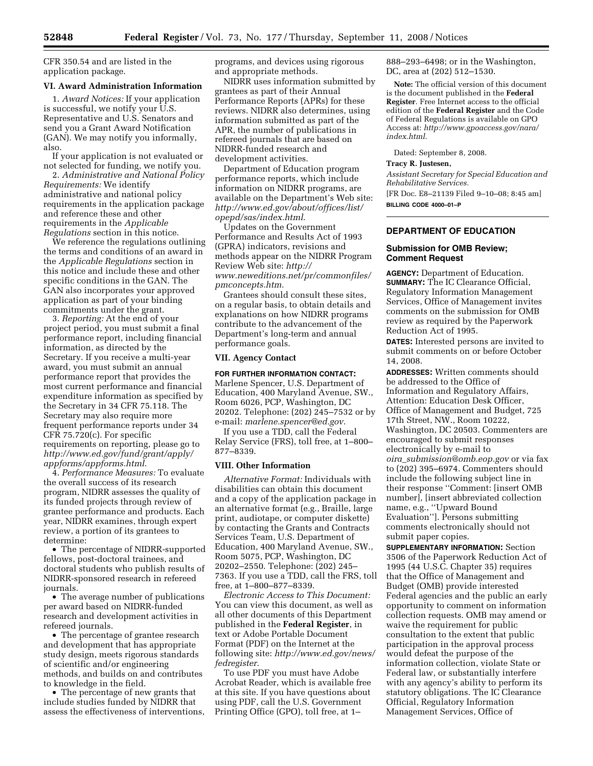CFR 350.54 and are listed in the application package.

### VI. Award Administration Information

1. *Award Notices:* If your application is successful, we notify your U.S. Representative and U.S. Senators and send you a Grant Award Notification (GAN). We may notify you informally, also.

If your application is not evaluated or not selected for funding, we notify you.

2. *Administrative and National Policy Requirements:* We identify administrative and national policy requirements in the application package and reference these and other requirements in the *Applicable Regulations* section in this notice.

We reference the regulations outlining the terms and conditions of an award in the *Applicable Regulations* section in this notice and include these and other specific conditions in the GAN. The GAN also incorporates your approved application as part of your binding commitments under the grant.

3. *Reporting:* At the end of your project period, you must submit a final performance report, including financial information, as directed by the Secretary. If you receive a multi-year award, you must submit an annual performance report that provides the most current performance and financial expenditure information as specified by the Secretary in 34 CFR 75.118. The Secretary may also require more frequent performance reports under 34 CFR 75.720(c). For specific requirements on reporting, please go to *http://www.ed.gov/fund/grant/apply/appforms/appforms.html*.

4. *Performance Measures:* To evaluate the overall success of its research program, NIDRR assesses the quality of its funded projects through review of grantee performance and products. Each year, NIDRR examines, through expert review, a portion of its grantees to determine:

- The percentage of NIDRR-supported fellows, post-doctoral trainees, and doctoral students who publish results of NIDRR-sponsored research in refereed journals.
- The average number of publications per award based on NIDRR-funded research and development activities in refereed journals.
- The percentage of grantee research and development that has appropriate study design, meets rigorous standards of scientific and/or engineering methods, and builds on and contributes to knowledge in the field.
- The percentage of new grants that include studies funded by NIDRR that assess the effectiveness of interventions, programs, and devices using rigorous and appropriate methods.

NIDRR uses information submitted by grantees as part of their Annual Performance Reports (APRs) for these reviews. NIDRR also determines, using information submitted as part of the APR, the number of publications in refereed journals that are based on NIDRR-funded research and development activities.

Department of Education program performance reports, which include information on NIDRR programs, are available on the Department's Web site: *http://www.ed.gov/about/offices/list/opepd/sas/index.html*.

Updates on the Government Performance and Results Act of 1993 (GPRA) indicators, revisions and methods appear on the NIDRR Program Review Web site: *http://www.neweditions.net/pr/commonfiles/pmconcepts.htm*.

Grantees should consult these sites, on a regular basis, to obtain details and explanations on how NIDRR programs contribute to the advancement of the Department's long-term and annual performance goals.

### VII. Agency Contact

**FOR FURTHER INFORMATION CONTACT:** Marlene Spencer, U.S. Department of Education, 400 Maryland Avenue, SW., Room 6026, PCP, Washington, DC 20202. Telephone: (202) 245–7532 or by e-mail: *marlene.spencer@ed.gov*.

If you use a TDD, call the Federal Relay Service (FRS), toll free, at 1–800–877–8339.

### VIII. Other Information

*Alternative Format:* Individuals with disabilities can obtain this document and a copy of the application package in an alternative format (e.g., Braille, large print, audiotape, or computer diskette) by contacting the Grants and Contracts Services Team, U.S. Department of Education, 400 Maryland Avenue, SW., Room 5075, PCP, Washington, DC 20202–2550. Telephone: (202) 245–7363. If you use a TDD, call the FRS, toll free, at 1–800–877–8339.

*Electronic Access to This Document:* You can view this document, as well as all other documents of this Department published in the **Federal Register**, in text or Adobe Portable Document Format (PDF) on the Internet at the following site: *http://www.ed.gov/news/fedregister*.

To use PDF you must have Adobe Acrobat Reader, which is available free at this site. If you have questions about using PDF, call the U.S. Government Printing Office (GPO), toll free, at 1–888–293–6498; or in the Washington, DC, area at (202) 512–1530.

**Note:** The official version of this document is the document published in the **Federal Register**. Free Internet access to the official edition of the **Federal Register** and the Code of Federal Regulations is available on GPO Access at: *http://www.gpoaccess.gov/nara/index.html*.

Dated: September 8, 2008.

**Tracy R. Justesen,**

*Assistant Secretary for Special Education and Rehabilitative Services.*

[FR Doc. E8–21139 Filed 9–10–08; 8:45 am]

**BILLING CODE 4000–01–P**

---

## DEPARTMENT OF EDUCATION

### Submission for OMB Review; Comment Request

**AGENCY:** Department of Education.

**SUMMARY:** The IC Clearance Official, Regulatory Information Management Services, Office of Management invites comments on the submission for OMB review as required by the Paperwork Reduction Act of 1995.

**DATES:** Interested persons are invited to submit comments on or before October 14, 2008.

**ADDRESSES:** Written comments should be addressed to the Office of Information and Regulatory Affairs, Attention: Education Desk Officer, Office of Management and Budget, 725 17th Street, NW., Room 10222, Washington, DC 20503. Commenters are encouraged to submit responses electronically by e-mail to *oira_submission@omb.eop.gov* or via fax to (202) 395–6974. Commenters should include the following subject line in their response ''Comment: [insert OMB number], [insert abbreviated collection name, e.g., ''Upward Bound Evaluation'']. Persons submitting comments electronically should not submit paper copies.

**SUPPLEMENTARY INFORMATION:** Section 3506 of the Paperwork Reduction Act of 1995 (44 U.S.C. Chapter 35) requires that the Office of Management and Budget (OMB) provide interested Federal agencies and the public an early opportunity to comment on information collection requests. OMB may amend or waive the requirement for public consultation to the extent that public participation in the approval process would defeat the purpose of the information collection, violate State or Federal law, or substantially interfere with any agency's ability to perform its statutory obligations. The IC Clearance Official, Regulatory Information Management Services, Office of